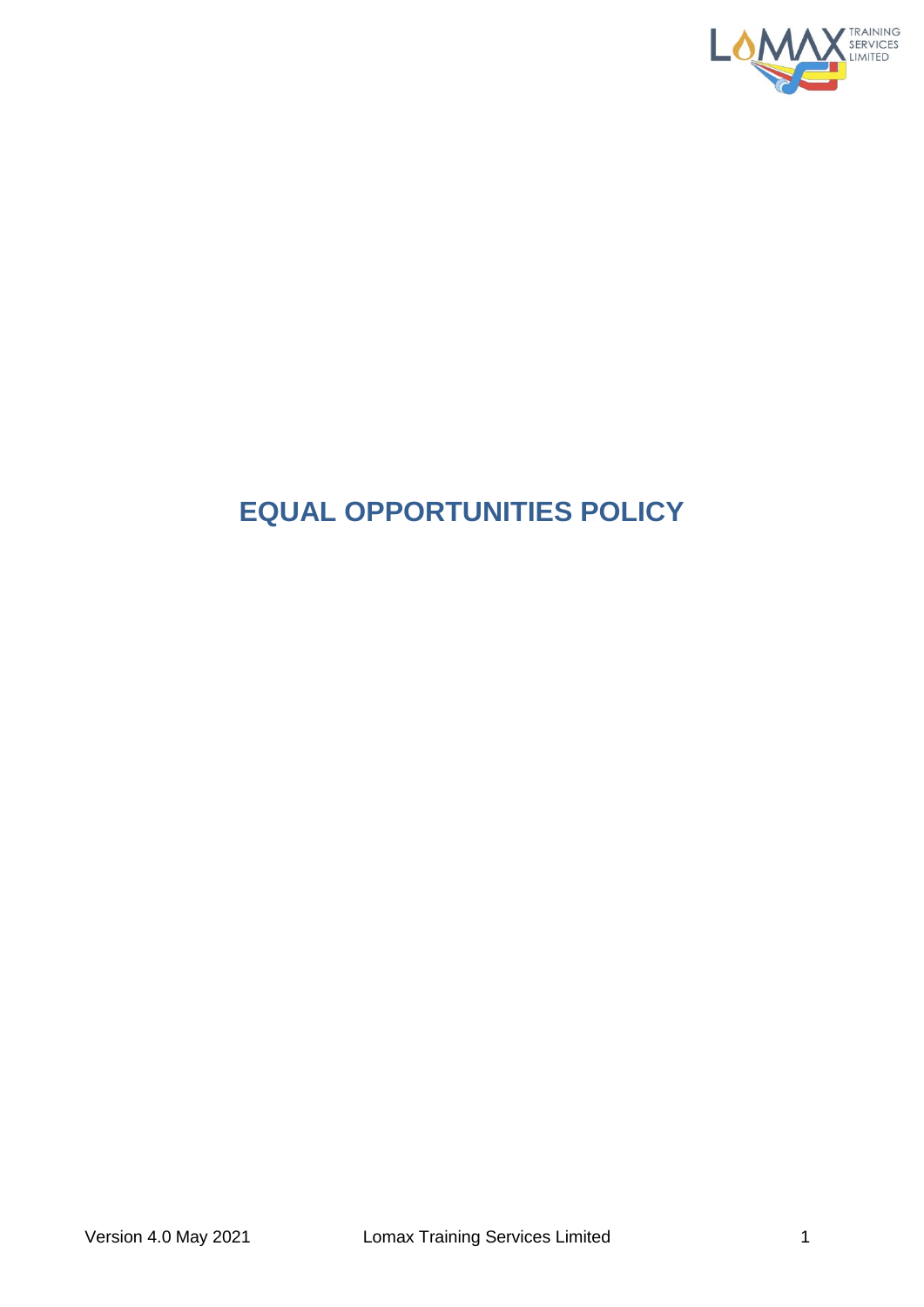# EQUAL OPPORTUNITIES POLICY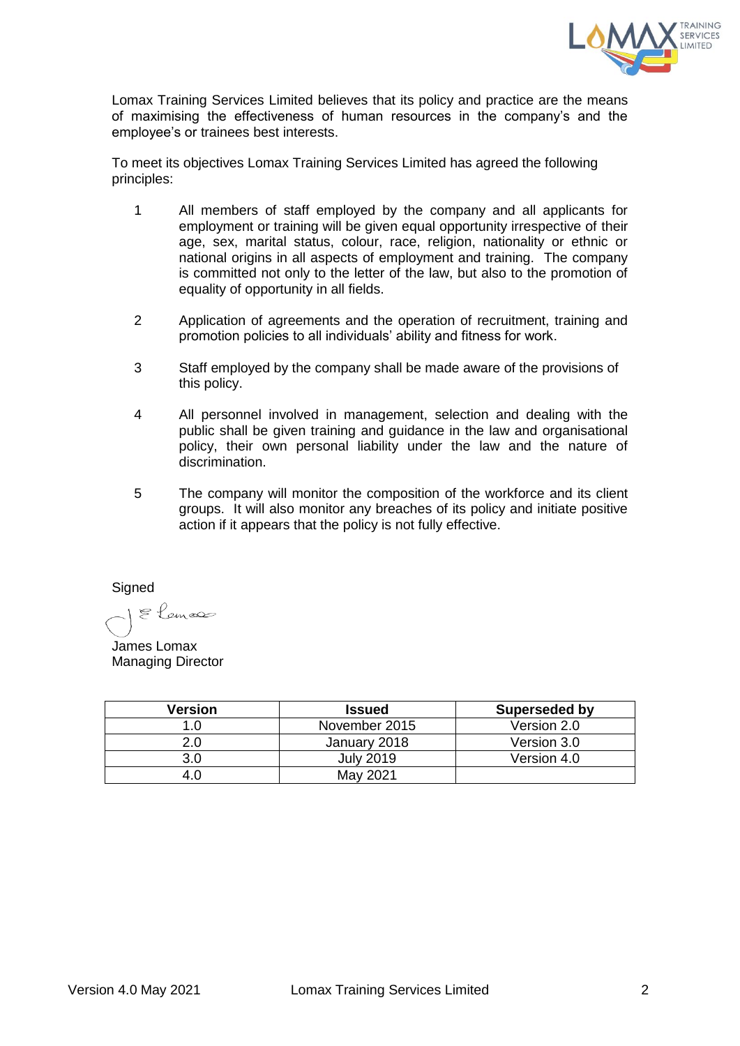Lomax Training Services Limited believes that its policy and practice are the means of maximising the effectiveness of human resources in the company's and the employee's or trainees best interests.

To meet its objectives Lomax Training Services Limited has agreed the following principles:

1. All members of staff employed by the company and all applicants for employment or training will be given equal opportunity irrespective of their age, sex, marital status, colour, race, religion, nationality or ethnic or national origins in all aspects of employment and training. The company is committed not only to the letter of the law, but also to the promotion of equality of opportunity in all fields.

2. Application of agreements and the operation of recruitment, training and promotion policies to all individuals' ability and fitness for work.

3. Staff employed by the company shall be made aware of the provisions of this policy.

4. All personnel involved in management, selection and dealing with the public shall be given training and guidance in the law and organisational policy, their own personal liability under the law and the nature of discrimination.

5. The company will monitor the composition of the workforce and its client groups. It will also monitor any breaches of its policy and initiate positive action if it appears that the policy is not fully effective.

Signed

James Lomax
Managing Director

| Version | Issued | Superseded by |
| --- | --- | --- |
| 1.0 | November 2015 | Version 2.0 |
| 2.0 | January 2018 | Version 3.0 |
| 3.0 | July 2019 | Version 4.0 |
| 4.0 | May 2021 | |